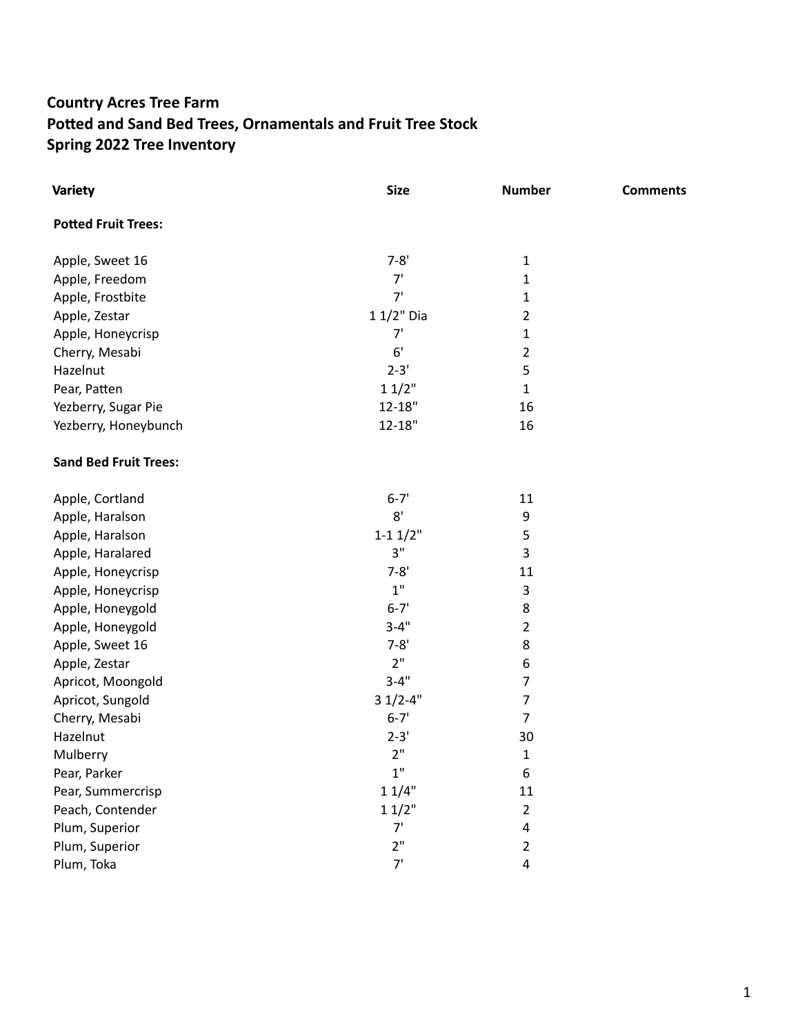**Country Acres Tree Farm**
**Potted and Sand Bed Trees, Ornamentals and Fruit Tree Stock**
**Spring 2022 Tree Inventory**

| Variety | Size | Number | Comments |
|---|---|---|---|
| **Potted Fruit Trees:** | | | |
| Apple, Sweet 16 | 7-8' | 1 | |
| Apple, Freedom | 7' | 1 | |
| Apple, Frostbite | 7' | 1 | |
| Apple, Zestar | 1 1/2" Dia | 2 | |
| Apple, Honeycrisp | 7' | 1 | |
| Cherry, Mesabi | 6' | 2 | |
| Hazelnut | 2-3' | 5 | |
| Pear, Patten | 1 1/2" | 1 | |
| Yezberry, Sugar Pie | 12-18" | 16 | |
| Yezberry, Honeybunch | 12-18" | 16 | |
| **Sand Bed Fruit Trees:** | | | |
| Apple, Cortland | 6-7' | 11 | |
| Apple, Haralson | 8' | 9 | |
| Apple, Haralson | 1-1 1/2" | 5 | |
| Apple, Haralared | 3" | 3 | |
| Apple, Honeycrisp | 7-8' | 11 | |
| Apple, Honeycrisp | 1" | 3 | |
| Apple, Honeygold | 6-7' | 8 | |
| Apple, Honeygold | 3-4" | 2 | |
| Apple, Sweet 16 | 7-8' | 8 | |
| Apple, Zestar | 2" | 6 | |
| Apricot, Moongold | 3-4" | 7 | |
| Apricot, Sungold | 3 1/2-4" | 7 | |
| Cherry, Mesabi | 6-7' | 7 | |
| Hazelnut | 2-3' | 30 | |
| Mulberry | 2" | 1 | |
| Pear, Parker | 1" | 6 | |
| Pear, Summercrisp | 1 1/4" | 11 | |
| Peach, Contender | 1 1/2" | 2 | |
| Plum, Superior | 7' | 4 | |
| Plum, Superior | 2" | 2 | |
| Plum, Toka | 7' | 4 | |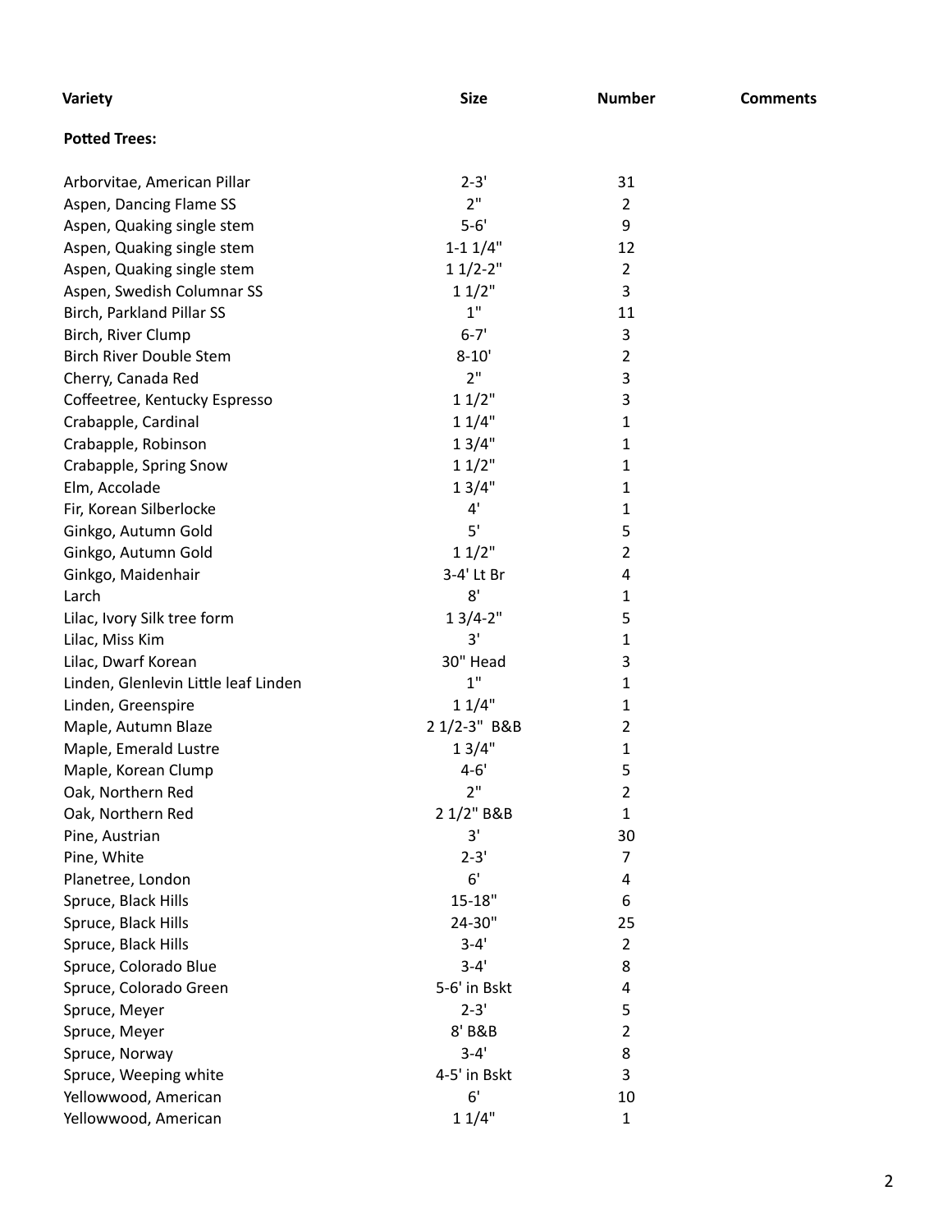| Variety | Size | Number | Comments |
|---|---|---|---|
| **Potted Trees:** | | | |
| Arborvitae, American Pillar | 2-3' | 31 | |
| Aspen, Dancing Flame SS | 2" | 2 | |
| Aspen, Quaking single stem | 5-6' | 9 | |
| Aspen, Quaking single stem | 1-1 1/4" | 12 | |
| Aspen, Quaking single stem | 1 1/2-2" | 2 | |
| Aspen, Swedish Columnar SS | 1 1/2" | 3 | |
| Birch, Parkland Pillar SS | 1" | 11 | |
| Birch, River Clump | 6-7' | 3 | |
| Birch River Double Stem | 8-10' | 2 | |
| Cherry, Canada Red | 2" | 3 | |
| Coffeetree, Kentucky Espresso | 1 1/2" | 3 | |
| Crabapple, Cardinal | 1 1/4" | 1 | |
| Crabapple, Robinson | 1 3/4" | 1 | |
| Crabapple, Spring Snow | 1 1/2" | 1 | |
| Elm, Accolade | 1 3/4" | 1 | |
| Fir, Korean Silberlocke | 4' | 1 | |
| Ginkgo, Autumn Gold | 5' | 5 | |
| Ginkgo, Autumn Gold | 1 1/2" | 2 | |
| Ginkgo, Maidenhair | 3-4' Lt Br | 4 | |
| Larch | 8' | 1 | |
| Lilac, Ivory Silk tree form | 1 3/4-2" | 5 | |
| Lilac, Miss Kim | 3' | 1 | |
| Lilac, Dwarf Korean | 30" Head | 3 | |
| Linden, Glenlevin Little leaf Linden | 1" | 1 | |
| Linden, Greenspire | 1 1/4" | 1 | |
| Maple, Autumn Blaze | 2 1/2-3" B&B | 2 | |
| Maple, Emerald Lustre | 1 3/4" | 1 | |
| Maple, Korean Clump | 4-6' | 5 | |
| Oak, Northern Red | 2" | 2 | |
| Oak, Northern Red | 2 1/2" B&B | 1 | |
| Pine, Austrian | 3' | 30 | |
| Pine, White | 2-3' | 7 | |
| Planetree, London | 6' | 4 | |
| Spruce, Black Hills | 15-18" | 6 | |
| Spruce, Black Hills | 24-30" | 25 | |
| Spruce, Black Hills | 3-4' | 2 | |
| Spruce, Colorado Blue | 3-4' | 8 | |
| Spruce, Colorado Green | 5-6' in Bskt | 4 | |
| Spruce, Meyer | 2-3' | 5 | |
| Spruce, Meyer | 8' B&B | 2 | |
| Spruce, Norway | 3-4' | 8 | |
| Spruce, Weeping white | 4-5' in Bskt | 3 | |
| Yellowwood, American | 6' | 10 | |
| Yellowwood, American | 1 1/4" | 1 | |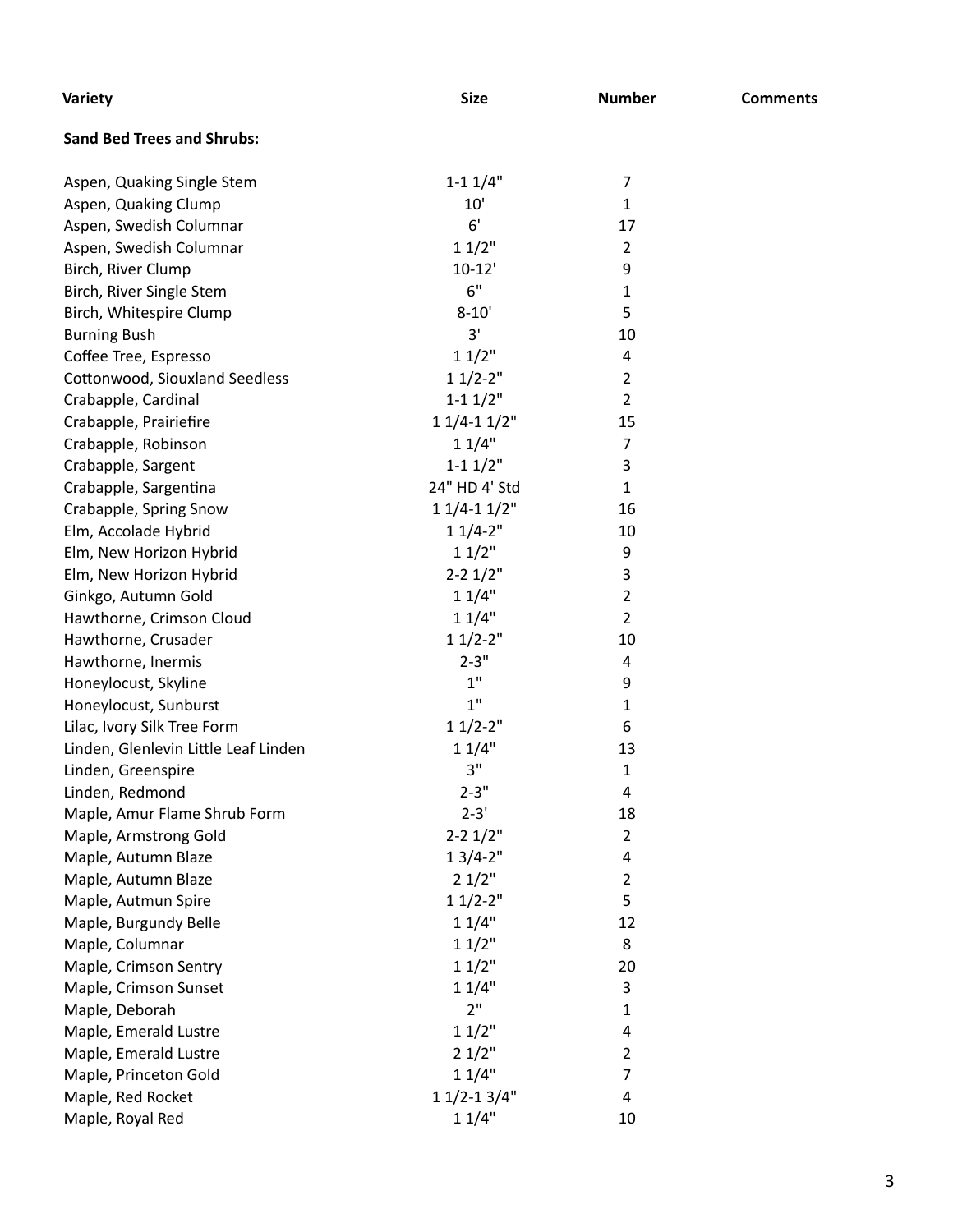| Variety | Size | Number | Comments |
| --- | --- | --- | --- |
| **Sand Bed Trees and Shrubs:** | | | |
| Aspen, Quaking Single Stem | 1-1 1/4" | 7 | |
| Aspen, Quaking Clump | 10' | 1 | |
| Aspen, Swedish Columnar | 6' | 17 | |
| Aspen, Swedish Columnar | 1 1/2" | 2 | |
| Birch, River Clump | 10-12' | 9 | |
| Birch, River Single Stem | 6" | 1 | |
| Birch, Whitespire Clump | 8-10' | 5 | |
| Burning Bush | 3' | 10 | |
| Coffee Tree, Espresso | 1 1/2" | 4 | |
| Cottonwood, Siouxland Seedless | 1 1/2-2" | 2 | |
| Crabapple, Cardinal | 1-1 1/2" | 2 | |
| Crabapple, Prairiefire | 1 1/4-1 1/2" | 15 | |
| Crabapple, Robinson | 1 1/4" | 7 | |
| Crabapple, Sargent | 1-1 1/2" | 3 | |
| Crabapple, Sargentina | 24" HD 4' Std | 1 | |
| Crabapple, Spring Snow | 1 1/4-1 1/2" | 16 | |
| Elm, Accolade Hybrid | 1 1/4-2" | 10 | |
| Elm, New Horizon Hybrid | 1 1/2" | 9 | |
| Elm, New Horizon Hybrid | 2-2 1/2" | 3 | |
| Ginkgo, Autumn Gold | 1 1/4" | 2 | |
| Hawthorne, Crimson Cloud | 1 1/4" | 2 | |
| Hawthorne, Crusader | 1 1/2-2" | 10 | |
| Hawthorne, Inermis | 2-3" | 4 | |
| Honeylocust, Skyline | 1" | 9 | |
| Honeylocust, Sunburst | 1" | 1 | |
| Lilac, Ivory Silk Tree Form | 1 1/2-2" | 6 | |
| Linden, Glenlevin Little Leaf Linden | 1 1/4" | 13 | |
| Linden, Greenspire | 3" | 1 | |
| Linden, Redmond | 2-3" | 4 | |
| Maple, Amur Flame Shrub Form | 2-3' | 18 | |
| Maple, Armstrong Gold | 2-2 1/2" | 2 | |
| Maple, Autumn Blaze | 1 3/4-2" | 4 | |
| Maple, Autumn Blaze | 2 1/2" | 2 | |
| Maple, Autmun Spire | 1 1/2-2" | 5 | |
| Maple, Burgundy Belle | 1 1/4" | 12 | |
| Maple, Columnar | 1 1/2" | 8 | |
| Maple, Crimson Sentry | 1 1/2" | 20 | |
| Maple, Crimson Sunset | 1 1/4" | 3 | |
| Maple, Deborah | 2" | 1 | |
| Maple, Emerald Lustre | 1 1/2" | 4 | |
| Maple, Emerald Lustre | 2 1/2" | 2 | |
| Maple, Princeton Gold | 1 1/4" | 7 | |
| Maple, Red Rocket | 1 1/2-1 3/4" | 4 | |
| Maple, Royal Red | 1 1/4" | 10 | |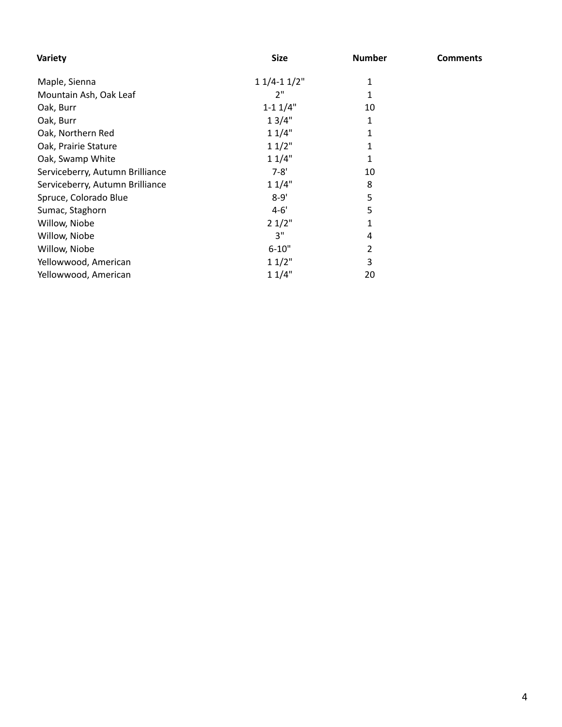| Variety | Size | Number | Comments |
| --- | --- | --- | --- |
| Maple, Sienna | 1 1/4-1 1/2" | 1 | |
| Mountain Ash, Oak Leaf | 2" | 1 | |
| Oak, Burr | 1-1 1/4" | 10 | |
| Oak, Burr | 1 3/4" | 1 | |
| Oak, Northern Red | 1 1/4" | 1 | |
| Oak, Prairie Stature | 1 1/2" | 1 | |
| Oak, Swamp White | 1 1/4" | 1 | |
| Serviceberry, Autumn Brilliance | 7-8' | 10 | |
| Serviceberry, Autumn Brilliance | 1 1/4" | 8 | |
| Spruce, Colorado Blue | 8-9' | 5 | |
| Sumac, Staghorn | 4-6' | 5 | |
| Willow, Niobe | 2 1/2" | 1 | |
| Willow, Niobe | 3" | 4 | |
| Willow, Niobe | 6-10" | 2 | |
| Yellowwood, American | 1 1/2" | 3 | |
| Yellowwood, American | 1 1/4" | 20 | |